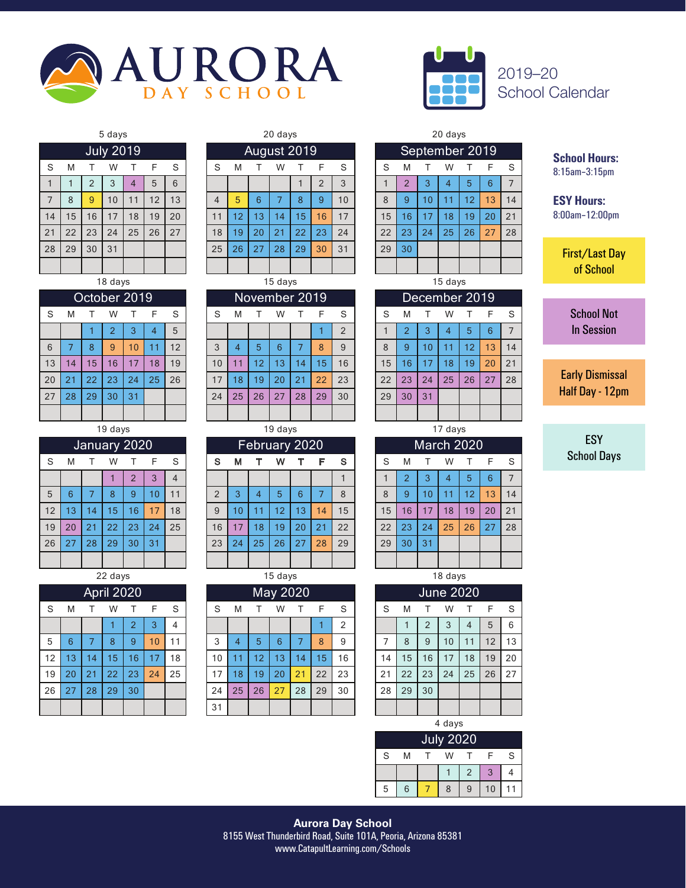# AURORA DAY SCHOOL

## 2019–20 School Calendar

**School Hours:** 8:15am–3:15pm

**ESY Hours:** 8:00am–12:00pm

Legend:
- First/Last Day of School
- School Not In Session
- Early Dismissal Half Day - 12pm
- ESY School Days

### July 2019 (5 days)

| S | M | T | W | T | F | S |
|---|---|---|---|---|---|---|
| 1 | 1 | 2 | 3 | 4 | 5 | 6 |
| 7 | 8 | 9 | 10 | 11 | 12 | 13 |
| 14 | 15 | 16 | 17 | 18 | 19 | 20 |
| 21 | 22 | 23 | 24 | 25 | 26 | 27 |
| 28 | 29 | 30 | 31 | | | |

### August 2019 (20 days)

| S | M | T | W | T | F | S |
|---|---|---|---|---|---|---|
| | | | | 1 | 2 | 3 |
| 4 | 5 | 6 | 7 | 8 | 9 | 10 |
| 11 | 12 | 13 | 14 | 15 | 16 | 17 |
| 18 | 19 | 20 | 21 | 22 | 23 | 24 |
| 25 | 26 | 27 | 28 | 29 | 30 | 31 |

### September 2019 (20 days)

| S | M | T | W | T | F | S |
|---|---|---|---|---|---|---|
| 1 | 2 | 3 | 4 | 5 | 6 | 7 |
| 8 | 9 | 10 | 11 | 12 | 13 | 14 |
| 15 | 16 | 17 | 18 | 19 | 20 | 21 |
| 22 | 23 | 24 | 25 | 26 | 27 | 28 |
| 29 | 30 | | | | | |

### October 2019 (18 days)

| S | M | T | W | T | F | S |
|---|---|---|---|---|---|---|
| | | 1 | 2 | 3 | 4 | 5 |
| 6 | 7 | 8 | 9 | 10 | 11 | 12 |
| 13 | 14 | 15 | 16 | 17 | 18 | 19 |
| 20 | 21 | 22 | 23 | 24 | 25 | 26 |
| 27 | 28 | 29 | 30 | 31 | | |

### November 2019 (15 days)

| S | M | T | W | T | F | S |
|---|---|---|---|---|---|---|
| | | | | | 1 | 2 |
| 3 | 4 | 5 | 6 | 7 | 8 | 9 |
| 10 | 11 | 12 | 13 | 14 | 15 | 16 |
| 17 | 18 | 19 | 20 | 21 | 22 | 23 |
| 24 | 25 | 26 | 27 | 28 | 29 | 30 |

### December 2019 (15 days)

| S | M | T | W | T | F | S |
|---|---|---|---|---|---|---|
| 1 | 2 | 3 | 4 | 5 | 6 | 7 |
| 8 | 9 | 10 | 11 | 12 | 13 | 14 |
| 15 | 16 | 17 | 18 | 19 | 20 | 21 |
| 22 | 23 | 24 | 25 | 26 | 27 | 28 |
| 29 | 30 | 31 | | | | |

### January 2020 (19 days)

| S | M | T | W | T | F | S |
|---|---|---|---|---|---|---|
| | | | 1 | 2 | 3 | 4 |
| 5 | 6 | 7 | 8 | 9 | 10 | 11 |
| 12 | 13 | 14 | 15 | 16 | 17 | 18 |
| 19 | 20 | 21 | 22 | 23 | 24 | 25 |
| 26 | 27 | 28 | 29 | 30 | 31 | |

### February 2020 (19 days)

| S | M | T | W | T | F | S |
|---|---|---|---|---|---|---|
| | | | | | | 1 |
| 2 | 3 | 4 | 5 | 6 | 7 | 8 |
| 9 | 10 | 11 | 12 | 13 | 14 | 15 |
| 16 | 17 | 18 | 19 | 20 | 21 | 22 |
| 23 | 24 | 25 | 26 | 27 | 28 | 29 |

### March 2020 (17 days)

| S | M | T | W | T | F | S |
|---|---|---|---|---|---|---|
| 1 | 2 | 3 | 4 | 5 | 6 | 7 |
| 8 | 9 | 10 | 11 | 12 | 13 | 14 |
| 15 | 16 | 17 | 18 | 19 | 20 | 21 |
| 22 | 23 | 24 | 25 | 26 | 27 | 28 |
| 29 | 30 | 31 | | | | |

### April 2020 (22 days)

| S | M | T | W | T | F | S |
|---|---|---|---|---|---|---|
| | | | 1 | 2 | 3 | 4 |
| 5 | 6 | 7 | 8 | 9 | 10 | 11 |
| 12 | 13 | 14 | 15 | 16 | 17 | 18 |
| 19 | 20 | 21 | 22 | 23 | 24 | 25 |
| 26 | 27 | 28 | 29 | 30 | | |

### May 2020 (15 days)

| S | M | T | W | T | F | S |
|---|---|---|---|---|---|---|
| | | | | | 1 | 2 |
| 3 | 4 | 5 | 6 | 7 | 8 | 9 |
| 10 | 11 | 12 | 13 | 14 | 15 | 16 |
| 17 | 18 | 19 | 20 | 21 | 22 | 23 |
| 24 | 25 | 26 | 27 | 28 | 29 | 30 |
| 31 | | | | | | |

### June 2020 (18 days)

| S | M | T | W | T | F | S |
|---|---|---|---|---|---|---|
| | 1 | 2 | 3 | 4 | 5 | 6 |
| 7 | 8 | 9 | 10 | 11 | 12 | 13 |
| 14 | 15 | 16 | 17 | 18 | 19 | 20 |
| 21 | 22 | 23 | 24 | 25 | 26 | 27 |
| 28 | 29 | 30 | | | | |

### July 2020 (4 days)

| S | M | T | W | T | F | S |
|---|---|---|---|---|---|---|
| | | | 1 | 2 | 3 | 4 |
| 5 | 6 | 7 | 8 | 9 | 10 | 11 |

**Aurora Day School**
8155 West Thunderbird Road, Suite 101A, Peoria, Arizona 85381
www.CatapultLearning.com/Schools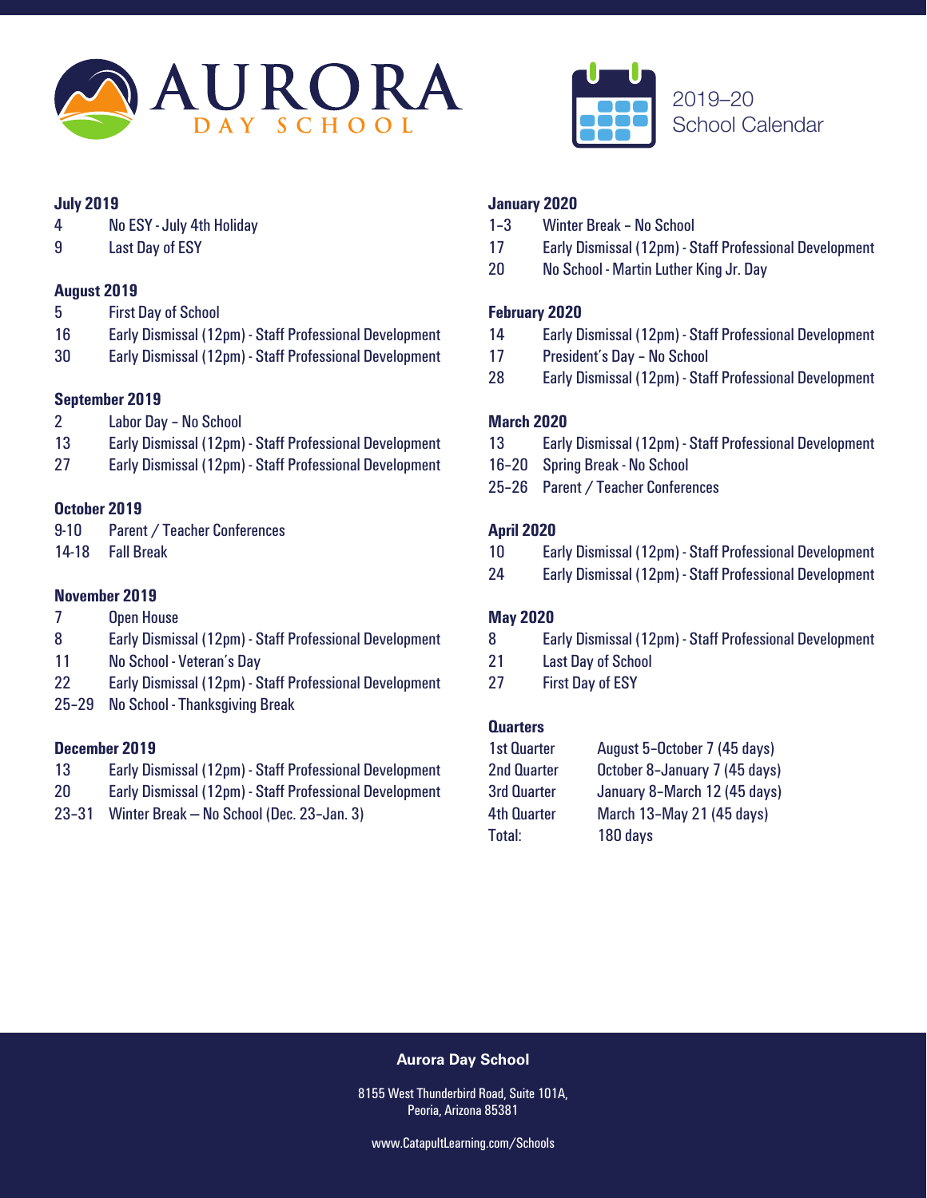# AURORA DAY SCHOOL

2019–20 School Calendar

## July 2019

| | |
|---|---|
| 4 | No ESY - July 4th Holiday |
| 9 | Last Day of ESY |

## August 2019

| | |
|---|---|
| 5 | First Day of School |
| 16 | Early Dismissal (12pm) - Staff Professional Development |
| 30 | Early Dismissal (12pm) - Staff Professional Development |

## September 2019

| | |
|---|---|
| 2 | Labor Day – No School |
| 13 | Early Dismissal (12pm) - Staff Professional Development |
| 27 | Early Dismissal (12pm) - Staff Professional Development |

## October 2019

| | |
|---|---|
| 9-10 | Parent / Teacher Conferences |
| 14-18 | Fall Break |

## November 2019

| | |
|---|---|
| 7 | Open House |
| 8 | Early Dismissal (12pm) - Staff Professional Development |
| 11 | No School - Veteran's Day |
| 22 | Early Dismissal (12pm) - Staff Professional Development |
| 25–29 | No School - Thanksgiving Break |

## December 2019

| | |
|---|---|
| 13 | Early Dismissal (12pm) - Staff Professional Development |
| 20 | Early Dismissal (12pm) - Staff Professional Development |
| 23–31 | Winter Break – No School (Dec. 23–Jan. 3) |

## January 2020

| | |
|---|---|
| 1–3 | Winter Break – No School |
| 17 | Early Dismissal (12pm) - Staff Professional Development |
| 20 | No School - Martin Luther King Jr. Day |

## February 2020

| | |
|---|---|
| 14 | Early Dismissal (12pm) - Staff Professional Development |
| 17 | President's Day – No School |
| 28 | Early Dismissal (12pm) - Staff Professional Development |

## March 2020

| | |
|---|---|
| 13 | Early Dismissal (12pm) - Staff Professional Development |
| 16–20 | Spring Break - No School |
| 25–26 | Parent / Teacher Conferences |

## April 2020

| | |
|---|---|
| 10 | Early Dismissal (12pm) - Staff Professional Development |
| 24 | Early Dismissal (12pm) - Staff Professional Development |

## May 2020

| | |
|---|---|
| 8 | Early Dismissal (12pm) - Staff Professional Development |
| 21 | Last Day of School |
| 27 | First Day of ESY |

## Quarters

| | |
|---|---|
| 1st Quarter | August 5–October 7 (45 days) |
| 2nd Quarter | October 8–January 7 (45 days) |
| 3rd Quarter | January 8–March 12 (45 days) |
| 4th Quarter | March 13–May 21 (45 days) |
| Total: | 180 days |

**Aurora Day School**

8155 West Thunderbird Road, Suite 101A,
Peoria, Arizona 85381

www.CatapultLearning.com/Schools